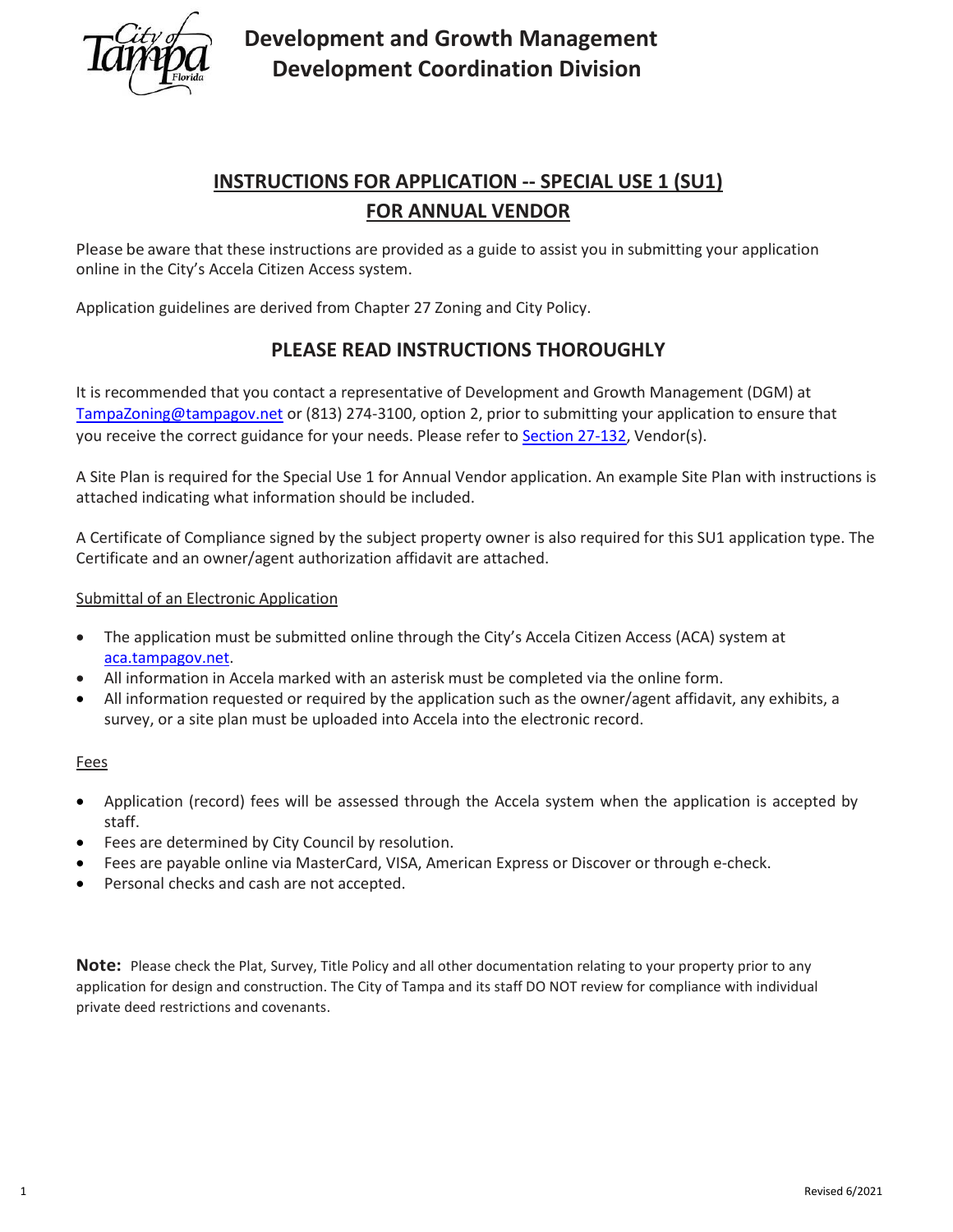# Development and Growth Management
## Development Coordination Division

## INSTRUCTIONS FOR APPLICATION -- SPECIAL USE 1 (SU1) FOR ANNUAL VENDOR

Please be aware that these instructions are provided as a guide to assist you in submitting your application online in the City's Accela Citizen Access system.

Application guidelines are derived from Chapter 27 Zoning and City Policy.

## PLEASE READ INSTRUCTIONS THOROUGHLY

It is recommended that you contact a representative of Development and Growth Management (DGM) at TampaZoning@tampagov.net or (813) 274-3100, option 2, prior to submitting your application to ensure that you receive the correct guidance for your needs. Please refer to Section 27-132, Vendor(s).

A Site Plan is required for the Special Use 1 for Annual Vendor application. An example Site Plan with instructions is attached indicating what information should be included.

A Certificate of Compliance signed by the subject property owner is also required for this SU1 application type. The Certificate and an owner/agent authorization affidavit are attached.

### Submittal of an Electronic Application

- The application must be submitted online through the City's Accela Citizen Access (ACA) system at aca.tampagov.net.
- All information in Accela marked with an asterisk must be completed via the online form.
- All information requested or required by the application such as the owner/agent affidavit, any exhibits, a survey, or a site plan must be uploaded into Accela into the electronic record.

### Fees

- Application (record) fees will be assessed through the Accela system when the application is accepted by staff.
- Fees are determined by City Council by resolution.
- Fees are payable online via MasterCard, VISA, American Express or Discover or through e-check.
- Personal checks and cash are not accepted.

**Note:** Please check the Plat, Survey, Title Policy and all other documentation relating to your property prior to any application for design and construction. The City of Tampa and its staff DO NOT review for compliance with individual private deed restrictions and covenants.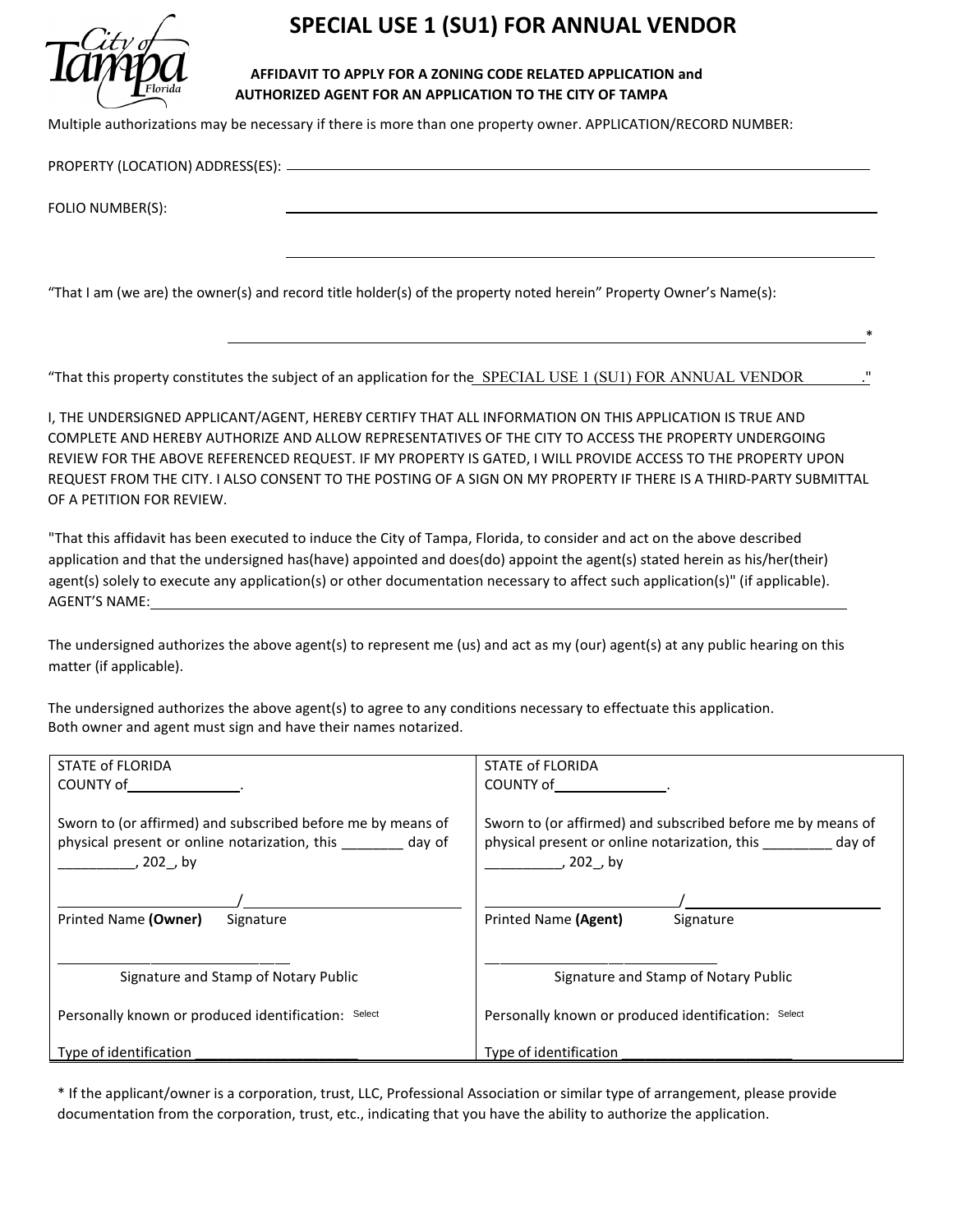# SPECIAL USE 1 (SU1) FOR ANNUAL VENDOR

**AFFIDAVIT TO APPLY FOR A ZONING CODE RELATED APPLICATION and AUTHORIZED AGENT FOR AN APPLICATION TO THE CITY OF TAMPA**

Multiple authorizations may be necessary if there is more than one property owner. APPLICATION/RECORD NUMBER:

PROPERTY (LOCATION) ADDRESS(ES): ______________________________

FOLIO NUMBER(S): ______________________________

______________________________

"That I am (we are) the owner(s) and record title holder(s) of the property noted herein" Property Owner's Name(s):

______________________________*

"That this property constitutes the subject of an application for the SPECIAL USE 1 (SU1) FOR ANNUAL VENDOR ."

I, THE UNDERSIGNED APPLICANT/AGENT, HEREBY CERTIFY THAT ALL INFORMATION ON THIS APPLICATION IS TRUE AND COMPLETE AND HEREBY AUTHORIZE AND ALLOW REPRESENTATIVES OF THE CITY TO ACCESS THE PROPERTY UNDERGOING REVIEW FOR THE ABOVE REFERENCED REQUEST. IF MY PROPERTY IS GATED, I WILL PROVIDE ACCESS TO THE PROPERTY UPON REQUEST FROM THE CITY. I ALSO CONSENT TO THE POSTING OF A SIGN ON MY PROPERTY IF THERE IS A THIRD-PARTY SUBMITTAL OF A PETITION FOR REVIEW.

"That this affidavit has been executed to induce the City of Tampa, Florida, to consider and act on the above described application and that the undersigned has(have) appointed and does(do) appoint the agent(s) stated herein as his/her(their) agent(s) solely to execute any application(s) or other documentation necessary to affect such application(s)" (if applicable).
AGENT'S NAME: ______________________________

The undersigned authorizes the above agent(s) to represent me (us) and act as my (our) agent(s) at any public hearing on this matter (if applicable).

The undersigned authorizes the above agent(s) to agree to any conditions necessary to effectuate this application.
Both owner and agent must sign and have their names notarized.

| | |
|---|---|
| STATE of FLORIDA<br>COUNTY of_____________. | STATE of FLORIDA<br>COUNTY of_____________. |
| Sworn to (or affirmed) and subscribed before me by means of physical present or online notarization, this ________ day of __________, 202_, by | Sworn to (or affirmed) and subscribed before me by means of physical present or online notarization, this ________ day of __________, 202_, by |
| ______________________/______________________<br>Printed Name **(Owner)** Signature | ______________________/______________________<br>Printed Name **(Agent)** Signature |
| ______________________<br>Signature and Stamp of Notary Public | ______________________<br>Signature and Stamp of Notary Public |
| Personally known or produced identification: Select | Personally known or produced identification: Select |
| Type of identification ______________________ | Type of identification ______________________ |

* If the applicant/owner is a corporation, trust, LLC, Professional Association or similar type of arrangement, please provide documentation from the corporation, trust, etc., indicating that you have the ability to authorize the application.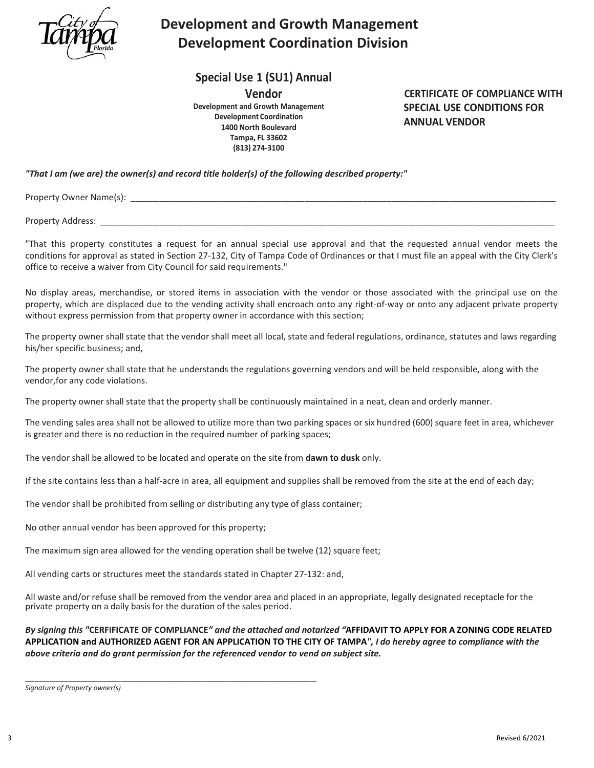# Development and Growth Management
## Development Coordination Division

### Special Use 1 (SU1) Annual Vendor

**Development and Growth Management**
**Development Coordination**
**1400 North Boulevard**
**Tampa, FL 33602**
**(813) 274-3100**

**CERTIFICATE OF COMPLIANCE WITH SPECIAL USE CONDITIONS FOR ANNUAL VENDOR**

***"That I am (we are) the owner(s) and record title holder(s) of the following described property:"***

Property Owner Name(s): ____________________________________________________________________________________

Property Address: ________________________________________________________________________________________

"That this property constitutes a request for an annual special use approval and that the requested annual vendor meets the conditions for approval as stated in Section 27-132, City of Tampa Code of Ordinances or that I must file an appeal with the City Clerk's office to receive a waiver from City Council for said requirements."

No display areas, merchandise, or stored items in association with the vendor or those associated with the principal use on the property, which are displaced due to the vending activity shall encroach onto any right-of-way or onto any adjacent private property without express permission from that property owner in accordance with this section;

The property owner shall state that the vendor shall meet all local, state and federal regulations, ordinance, statutes and laws regarding his/her specific business; and,

The property owner shall state that he understands the regulations governing vendors and will be held responsible, along with the vendor,for any code violations.

The property owner shall state that the property shall be continuously maintained in a neat, clean and orderly manner.

The vending sales area shall not be allowed to utilize more than two parking spaces or six hundred (600) square feet in area, whichever is greater and there is no reduction in the required number of parking spaces;

The vendor shall be allowed to be located and operate on the site from **dawn to dusk** only.

If the site contains less than a half-acre in area, all equipment and supplies shall be removed from the site at the end of each day;

The vendor shall be prohibited from selling or distributing any type of glass container;

No other annual vendor has been approved for this property;

The maximum sign area allowed for the vending operation shall be twelve (12) square feet;

All vending carts or structures meet the standards stated in Chapter 27-132: and,

All waste and/or refuse shall be removed from the vendor area and placed in an appropriate, legally designated receptacle for the private property on a daily basis for the duration of the sales period.

***By signing this "*****CERFIFICATE OF COMPLIANCE*****" and the attached and notarized "*****AFFIDAVIT TO APPLY FOR A ZONING CODE RELATED APPLICATION and AUTHORIZED AGENT FOR AN APPLICATION TO THE CITY OF TAMPA*****", I do hereby agree to compliance with the above criteria and do grant permission for the referenced vendor to vend on subject site.***

_______________________________________________________________

*Signature of Property owner(s)*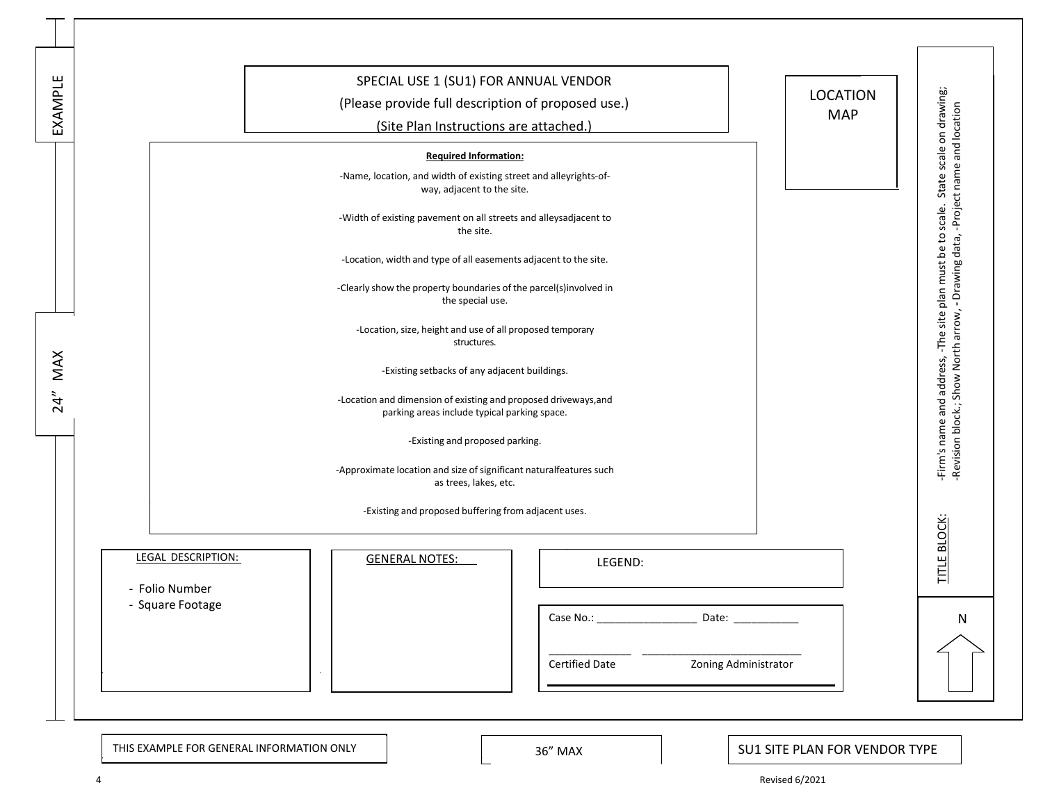EXAMPLE

24" MAX

SPECIAL USE 1 (SU1) FOR ANNUAL VENDOR

(Please provide full description of proposed use.)

(Site Plan Instructions are attached.)

LOCATION MAP

**Required Information:**

-Name, location, and width of existing street and alleyrights-of-way, adjacent to the site.

-Width of existing pavement on all streets and alleysadjacent to the site.

-Location, width and type of all easements adjacent to the site.

-Clearly show the property boundaries of the parcel(s)involved in the special use.

-Location, size, height and use of all proposed temporary structures.

-Existing setbacks of any adjacent buildings.

-Location and dimension of existing and proposed driveways,and parking areas include typical parking space.

-Existing and proposed parking.

-Approximate location and size of significant naturalfeatures such as trees, lakes, etc.

-Existing and proposed buffering from adjacent uses.

TITLE BLOCK: -Firm's name and address, -The site plan must be to scale. State scale on drawing; -Revision block,; Show North arrow, - Drawing data, -Project name and location

LEGAL DESCRIPTION:

- Folio Number
- Square Footage

GENERAL NOTES:

LEGEND:

Case No.: ________________ Date: __________

_____________ ___________________________

Certified Date Zoning Administrator

N

THIS EXAMPLE FOR GENERAL INFORMATION ONLY

36" MAX

SU1 SITE PLAN FOR VENDOR TYPE

Revised 6/2021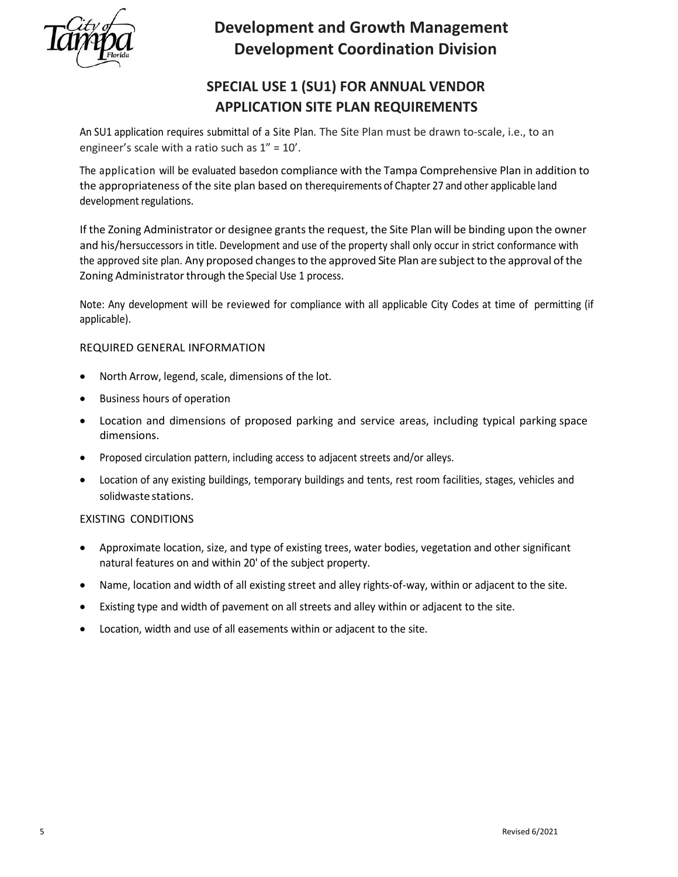# Development and Growth Management
## Development Coordination Division

## SPECIAL USE 1 (SU1) FOR ANNUAL VENDOR APPLICATION SITE PLAN REQUIREMENTS

An SU1 application requires submittal of a Site Plan. The Site Plan must be drawn to-scale, i.e., to an engineer's scale with a ratio such as 1" = 10'.

The application will be evaluated basedon compliance with the Tampa Comprehensive Plan in addition to the appropriateness of the site plan based on therequirements of Chapter 27 and other applicable land development regulations.

If the Zoning Administrator or designee grants the request, the Site Plan will be binding upon the owner and his/hersuccessors in title. Development and use of the property shall only occur in strict conformance with the approved site plan. Any proposed changes to the approved Site Plan are subject to the approval of the Zoning Administrator through the Special Use 1 process.

Note: Any development will be reviewed for compliance with all applicable City Codes at time of permitting (if applicable).

### REQUIRED GENERAL INFORMATION

- North Arrow, legend, scale, dimensions of the lot.
- Business hours of operation
- Location and dimensions of proposed parking and service areas, including typical parking space dimensions.
- Proposed circulation pattern, including access to adjacent streets and/or alleys.
- Location of any existing buildings, temporary buildings and tents, rest room facilities, stages, vehicles and solidwaste stations.

### EXISTING CONDITIONS

- Approximate location, size, and type of existing trees, water bodies, vegetation and other significant natural features on and within 20' of the subject property.
- Name, location and width of all existing street and alley rights-of-way, within or adjacent to the site.
- Existing type and width of pavement on all streets and alley within or adjacent to the site.
- Location, width and use of all easements within or adjacent to the site.